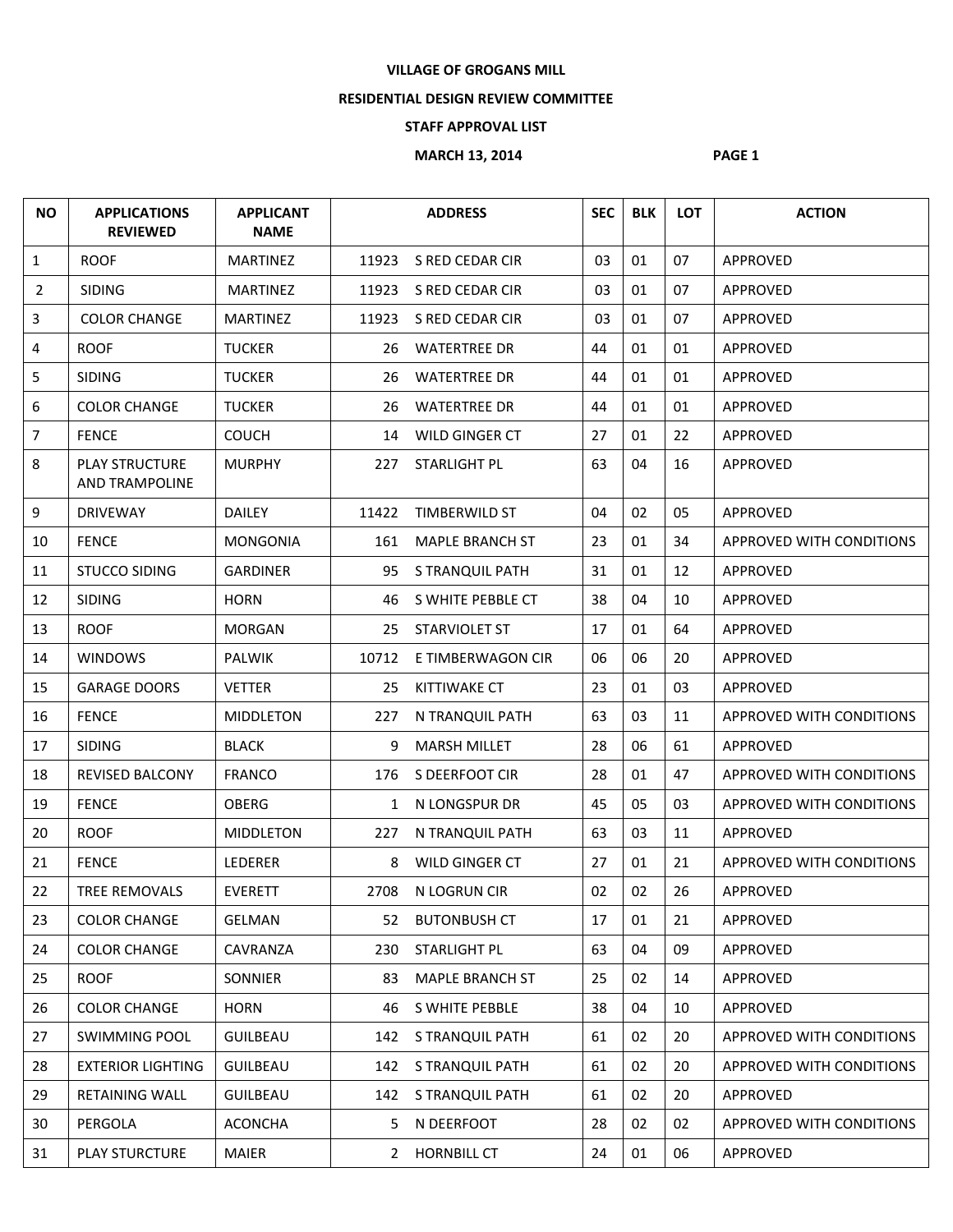**VILLAGE OF GROGANS MILL**

**RESIDENTIAL DESIGN REVIEW COMMITTEE**

**STAFF APPROVAL LIST**

**MARCH 13, 2014**

| NO | APPLICATIONS REVIEWED | APPLICANT NAME | ADDRESS | | SEC | BLK | LOT | ACTION |
|---|---|---|---|---|---|---|---|---|
| 1 | ROOF | MARTINEZ | 11923 | S RED CEDAR CIR | 03 | 01 | 07 | APPROVED |
| 2 | SIDING | MARTINEZ | 11923 | S RED CEDAR CIR | 03 | 01 | 07 | APPROVED |
| 3 | COLOR CHANGE | MARTINEZ | 11923 | S RED CEDAR CIR | 03 | 01 | 07 | APPROVED |
| 4 | ROOF | TUCKER | 26 | WATERTREE DR | 44 | 01 | 01 | APPROVED |
| 5 | SIDING | TUCKER | 26 | WATERTREE DR | 44 | 01 | 01 | APPROVED |
| 6 | COLOR CHANGE | TUCKER | 26 | WATERTREE DR | 44 | 01 | 01 | APPROVED |
| 7 | FENCE | COUCH | 14 | WILD GINGER CT | 27 | 01 | 22 | APPROVED |
| 8 | PLAY STRUCTURE AND TRAMPOLINE | MURPHY | 227 | STARLIGHT PL | 63 | 04 | 16 | APPROVED |
| 9 | DRIVEWAY | DAILEY | 11422 | TIMBERWILD ST | 04 | 02 | 05 | APPROVED |
| 10 | FENCE | MONGONIA | 161 | MAPLE BRANCH ST | 23 | 01 | 34 | APPROVED WITH CONDITIONS |
| 11 | STUCCO SIDING | GARDINER | 95 | S TRANQUIL PATH | 31 | 01 | 12 | APPROVED |
| 12 | SIDING | HORN | 46 | S WHITE PEBBLE CT | 38 | 04 | 10 | APPROVED |
| 13 | ROOF | MORGAN | 25 | STARVIOLET ST | 17 | 01 | 64 | APPROVED |
| 14 | WINDOWS | PALWIK | 10712 | E TIMBERWAGON CIR | 06 | 06 | 20 | APPROVED |
| 15 | GARAGE DOORS | VETTER | 25 | KITTIWAKE CT | 23 | 01 | 03 | APPROVED |
| 16 | FENCE | MIDDLETON | 227 | N TRANQUIL PATH | 63 | 03 | 11 | APPROVED WITH CONDITIONS |
| 17 | SIDING | BLACK | 9 | MARSH MILLET | 28 | 06 | 61 | APPROVED |
| 18 | REVISED BALCONY | FRANCO | 176 | S DEERFOOT CIR | 28 | 01 | 47 | APPROVED WITH CONDITIONS |
| 19 | FENCE | OBERG | 1 | N LONGSPUR DR | 45 | 05 | 03 | APPROVED WITH CONDITIONS |
| 20 | ROOF | MIDDLETON | 227 | N TRANQUIL PATH | 63 | 03 | 11 | APPROVED |
| 21 | FENCE | LEDERER | 8 | WILD GINGER CT | 27 | 01 | 21 | APPROVED WITH CONDITIONS |
| 22 | TREE REMOVALS | EVERETT | 2708 | N LOGRUN CIR | 02 | 02 | 26 | APPROVED |
| 23 | COLOR CHANGE | GELMAN | 52 | BUTONBUSH CT | 17 | 01 | 21 | APPROVED |
| 24 | COLOR CHANGE | CAVRANZA | 230 | STARLIGHT PL | 63 | 04 | 09 | APPROVED |
| 25 | ROOF | SONNIER | 83 | MAPLE BRANCH ST | 25 | 02 | 14 | APPROVED |
| 26 | COLOR CHANGE | HORN | 46 | S WHITE PEBBLE | 38 | 04 | 10 | APPROVED |
| 27 | SWIMMING POOL | GUILBEAU | 142 | S TRANQUIL PATH | 61 | 02 | 20 | APPROVED WITH CONDITIONS |
| 28 | EXTERIOR LIGHTING | GUILBEAU | 142 | S TRANQUIL PATH | 61 | 02 | 20 | APPROVED WITH CONDITIONS |
| 29 | RETAINING WALL | GUILBEAU | 142 | S TRANQUIL PATH | 61 | 02 | 20 | APPROVED |
| 30 | PERGOLA | ACONCHA | 5 | N DEERFOOT | 28 | 02 | 02 | APPROVED WITH CONDITIONS |
| 31 | PLAY STURCTURE | MAIER | 2 | HORNBILL CT | 24 | 01 | 06 | APPROVED |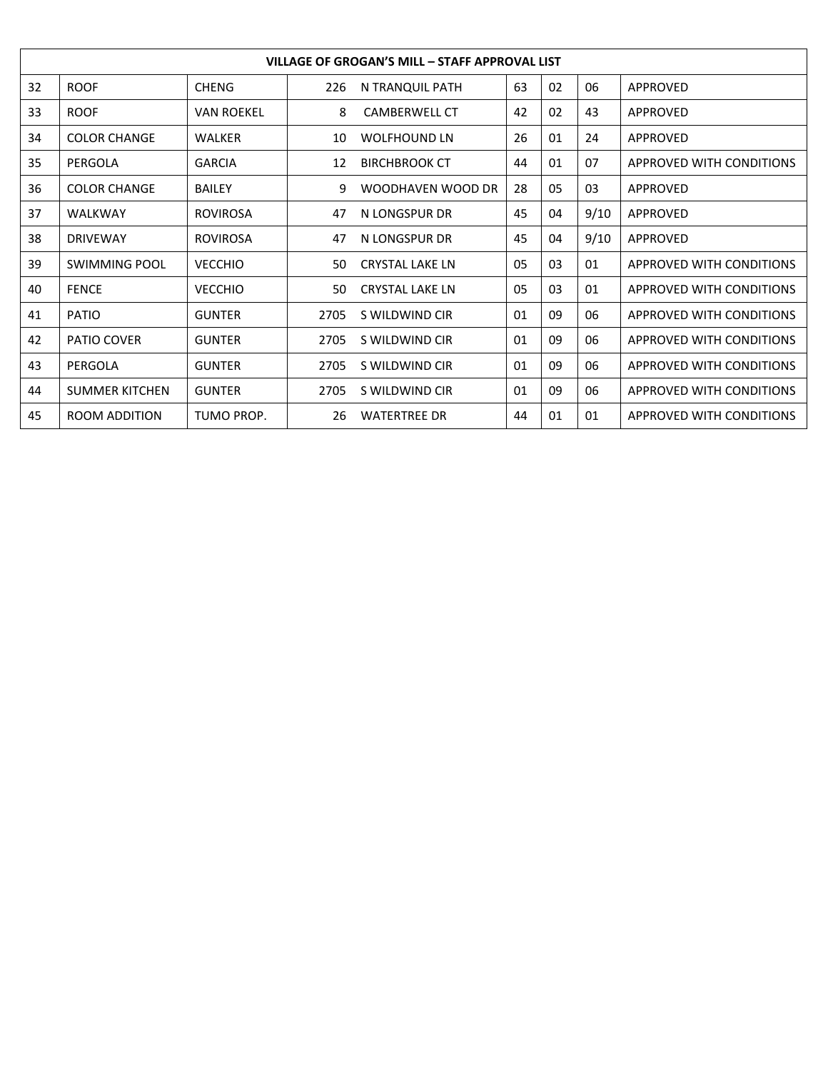| VILLAGE OF GROGAN'S MILL – STAFF APPROVAL LIST | | | | | | | | |
|---|---|---|---|---|---|---|---|---|
| 32 | ROOF | CHENG | 226 | N TRANQUIL PATH | 63 | 02 | 06 | APPROVED |
| 33 | ROOF | VAN ROEKEL | 8 | CAMBERWELL CT | 42 | 02 | 43 | APPROVED |
| 34 | COLOR CHANGE | WALKER | 10 | WOLFHOUND LN | 26 | 01 | 24 | APPROVED |
| 35 | PERGOLA | GARCIA | 12 | BIRCHBROOK CT | 44 | 01 | 07 | APPROVED WITH CONDITIONS |
| 36 | COLOR CHANGE | BAILEY | 9 | WOODHAVEN WOOD DR | 28 | 05 | 03 | APPROVED |
| 37 | WALKWAY | ROVIROSA | 47 | N LONGSPUR DR | 45 | 04 | 9/10 | APPROVED |
| 38 | DRIVEWAY | ROVIROSA | 47 | N LONGSPUR DR | 45 | 04 | 9/10 | APPROVED |
| 39 | SWIMMING POOL | VECCHIO | 50 | CRYSTAL LAKE LN | 05 | 03 | 01 | APPROVED WITH CONDITIONS |
| 40 | FENCE | VECCHIO | 50 | CRYSTAL LAKE LN | 05 | 03 | 01 | APPROVED WITH CONDITIONS |
| 41 | PATIO | GUNTER | 2705 | S WILDWIND CIR | 01 | 09 | 06 | APPROVED WITH CONDITIONS |
| 42 | PATIO COVER | GUNTER | 2705 | S WILDWIND CIR | 01 | 09 | 06 | APPROVED WITH CONDITIONS |
| 43 | PERGOLA | GUNTER | 2705 | S WILDWIND CIR | 01 | 09 | 06 | APPROVED WITH CONDITIONS |
| 44 | SUMMER KITCHEN | GUNTER | 2705 | S WILDWIND CIR | 01 | 09 | 06 | APPROVED WITH CONDITIONS |
| 45 | ROOM ADDITION | TUMO PROP. | 26 | WATERTREE DR | 44 | 01 | 01 | APPROVED WITH CONDITIONS |